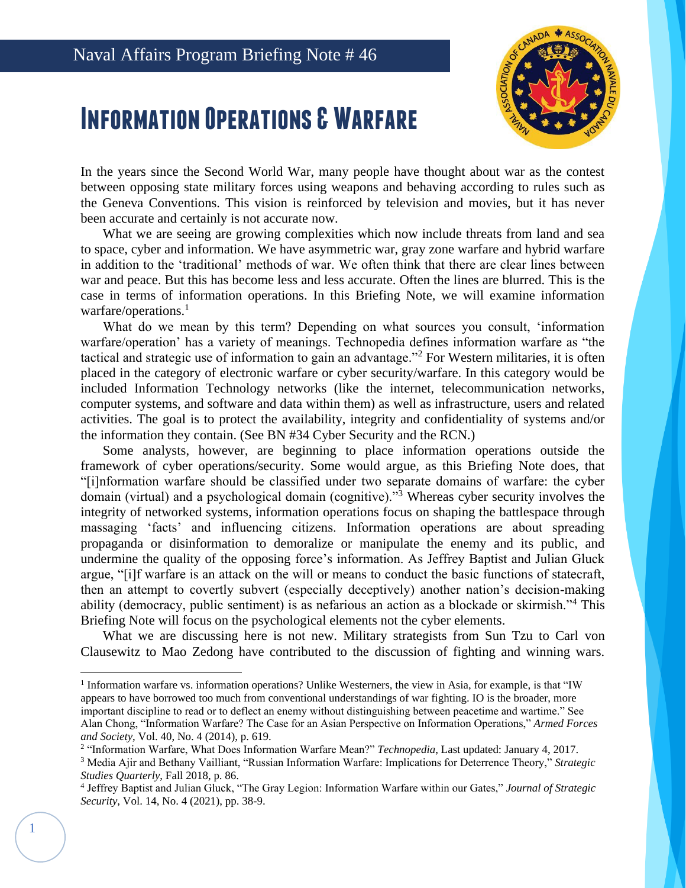Naval Affairs Program Briefing Note # 46

# Information Operations & Warfare

In the years since the Second World War, many people have thought about war as the contest between opposing state military forces using weapons and behaving according to rules such as the Geneva Conventions. This vision is reinforced by television and movies, but it has never been accurate and certainly is not accurate now.

What we are seeing are growing complexities which now include threats from land and sea to space, cyber and information. We have asymmetric war, gray zone warfare and hybrid warfare in addition to the 'traditional' methods of war. We often think that there are clear lines between war and peace. But this has become less and less accurate. Often the lines are blurred. This is the case in terms of information operations. In this Briefing Note, we will examine information warfare/operations.[1]

What do we mean by this term? Depending on what sources you consult, 'information warfare/operation' has a variety of meanings. Technopedia defines information warfare as "the tactical and strategic use of information to gain an advantage."[2] For Western militaries, it is often placed in the category of electronic warfare or cyber security/warfare. In this category would be included Information Technology networks (like the internet, telecommunication networks, computer systems, and software and data within them) as well as infrastructure, users and related activities. The goal is to protect the availability, integrity and confidentiality of systems and/or the information they contain. (See BN #34 Cyber Security and the RCN.)

Some analysts, however, are beginning to place information operations outside the framework of cyber operations/security. Some would argue, as this Briefing Note does, that "[i]nformation warfare should be classified under two separate domains of warfare: the cyber domain (virtual) and a psychological domain (cognitive)."[3] Whereas cyber security involves the integrity of networked systems, information operations focus on shaping the battlespace through massaging 'facts' and influencing citizens. Information operations are about spreading propaganda or disinformation to demoralize or manipulate the enemy and its public, and undermine the quality of the opposing force's information. As Jeffrey Baptist and Julian Gluck argue, "[i]f warfare is an attack on the will or means to conduct the basic functions of statecraft, then an attempt to covertly subvert (especially deceptively) another nation's decision-making ability (democracy, public sentiment) is as nefarious an action as a blockade or skirmish."[4] This Briefing Note will focus on the psychological elements not the cyber elements.

What we are discussing here is not new. Military strategists from Sun Tzu to Carl von Clausewitz to Mao Zedong have contributed to the discussion of fighting and winning wars.

---

[1] Information warfare vs. information operations? Unlike Westerners, the view in Asia, for example, is that "IW appears to have borrowed too much from conventional understandings of war fighting. IO is the broader, more important discipline to read or to deflect an enemy without distinguishing between peacetime and wartime." See Alan Chong, "Information Warfare? The Case for an Asian Perspective on Information Operations," *Armed Forces and Society*, Vol. 40, No. 4 (2014), p. 619.

[2] "Information Warfare, What Does Information Warfare Mean?" *Technopedia*, Last updated: January 4, 2017.

[3] Media Ajir and Bethany Vailliant, "Russian Information Warfare: Implications for Deterrence Theory," *Strategic Studies Quarterly*, Fall 2018, p. 86.

[4] Jeffrey Baptist and Julian Gluck, "The Gray Legion: Information Warfare within our Gates," *Journal of Strategic Security*, Vol. 14, No. 4 (2021), pp. 38-9.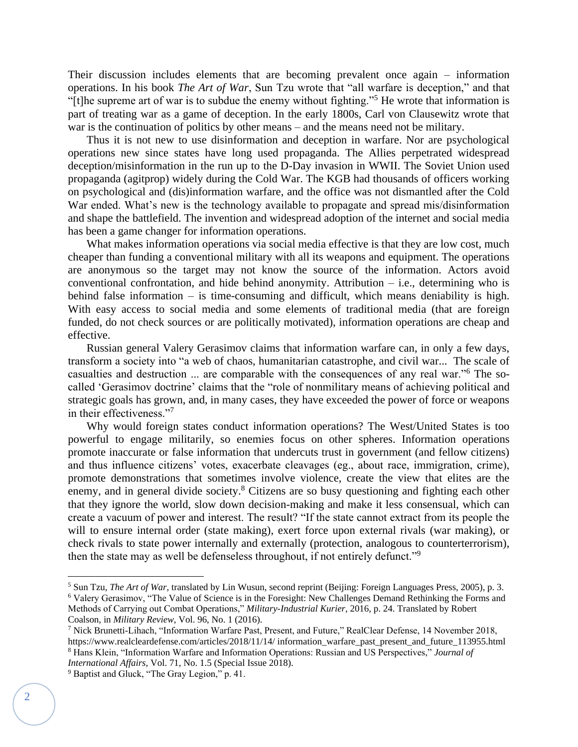Their discussion includes elements that are becoming prevalent once again – information operations. In his book *The Art of War*, Sun Tzu wrote that "all warfare is deception," and that "[t]he supreme art of war is to subdue the enemy without fighting."[5] He wrote that information is part of treating war as a game of deception. In the early 1800s, Carl von Clausewitz wrote that war is the continuation of politics by other means – and the means need not be military.

Thus it is not new to use disinformation and deception in warfare. Nor are psychological operations new since states have long used propaganda. The Allies perpetrated widespread deception/misinformation in the run up to the D-Day invasion in WWII. The Soviet Union used propaganda (agitprop) widely during the Cold War. The KGB had thousands of officers working on psychological and (dis)information warfare, and the office was not dismantled after the Cold War ended. What's new is the technology available to propagate and spread mis/disinformation and shape the battlefield. The invention and widespread adoption of the internet and social media has been a game changer for information operations.

What makes information operations via social media effective is that they are low cost, much cheaper than funding a conventional military with all its weapons and equipment. The operations are anonymous so the target may not know the source of the information. Actors avoid conventional confrontation, and hide behind anonymity. Attribution – i.e., determining who is behind false information – is time-consuming and difficult, which means deniability is high. With easy access to social media and some elements of traditional media (that are foreign funded, do not check sources or are politically motivated), information operations are cheap and effective.

Russian general Valery Gerasimov claims that information warfare can, in only a few days, transform a society into "a web of chaos, humanitarian catastrophe, and civil war... The scale of casualties and destruction ... are comparable with the consequences of any real war."[6] The so-called 'Gerasimov doctrine' claims that the "role of nonmilitary means of achieving political and strategic goals has grown, and, in many cases, they have exceeded the power of force or weapons in their effectiveness."[7]

Why would foreign states conduct information operations? The West/United States is too powerful to engage militarily, so enemies focus on other spheres. Information operations promote inaccurate or false information that undercuts trust in government (and fellow citizens) and thus influence citizens' votes, exacerbate cleavages (eg., about race, immigration, crime), promote demonstrations that sometimes involve violence, create the view that elites are the enemy, and in general divide society.[8] Citizens are so busy questioning and fighting each other that they ignore the world, slow down decision-making and make it less consensual, which can create a vacuum of power and interest. The result? "If the state cannot extract from its people the will to ensure internal order (state making), exert force upon external rivals (war making), or check rivals to state power internally and externally (protection, analogous to counterterrorism), then the state may as well be defenseless throughout, if not entirely defunct."[9]

---

[5] Sun Tzu, *The Art of War*, translated by Lin Wusun, second reprint (Beijing: Foreign Languages Press, 2005), p. 3.

[6] Valery Gerasimov, "The Value of Science is in the Foresight: New Challenges Demand Rethinking the Forms and Methods of Carrying out Combat Operations," *Military-Industrial Kurier*, 2016, p. 24. Translated by Robert Coalson, in *Military Review*, Vol. 96, No. 1 (2016).

[7] Nick Brunetti-Lihach, "Information Warfare Past, Present, and Future," RealClear Defense, 14 November 2018, https://www.realcleardefense.com/articles/2018/11/14/ information_warfare_past_present_and_future_113955.html

[8] Hans Klein, "Information Warfare and Information Operations: Russian and US Perspectives," *Journal of International Affairs*, Vol. 71, No. 1.5 (Special Issue 2018).

[9] Baptist and Gluck, "The Gray Legion," p. 41.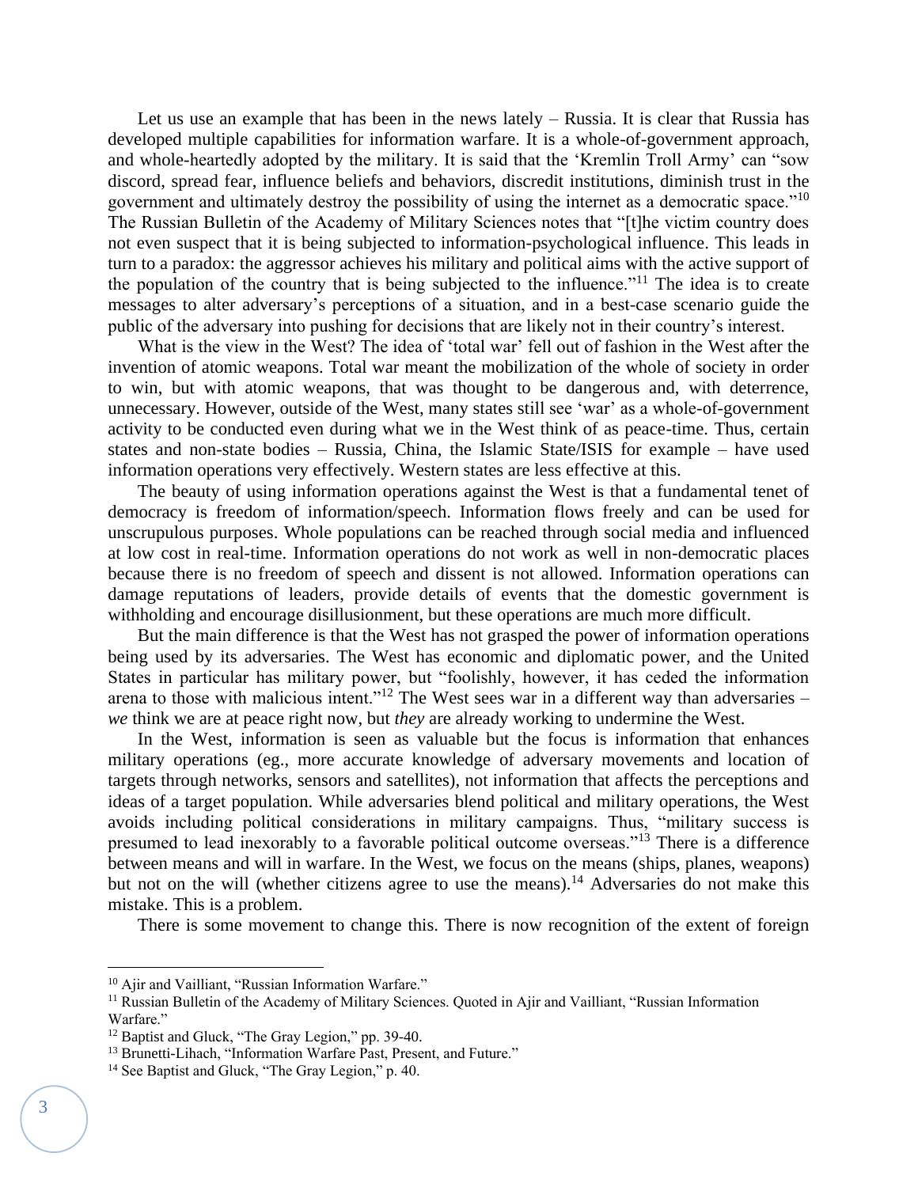Let us use an example that has been in the news lately – Russia. It is clear that Russia has developed multiple capabilities for information warfare. It is a whole-of-government approach, and whole-heartedly adopted by the military. It is said that the 'Kremlin Troll Army' can "sow discord, spread fear, influence beliefs and behaviors, discredit institutions, diminish trust in the government and ultimately destroy the possibility of using the internet as a democratic space."[10] The Russian Bulletin of the Academy of Military Sciences notes that "[t]he victim country does not even suspect that it is being subjected to information-psychological influence. This leads in turn to a paradox: the aggressor achieves his military and political aims with the active support of the population of the country that is being subjected to the influence."[11] The idea is to create messages to alter adversary's perceptions of a situation, and in a best-case scenario guide the public of the adversary into pushing for decisions that are likely not in their country's interest.

What is the view in the West? The idea of 'total war' fell out of fashion in the West after the invention of atomic weapons. Total war meant the mobilization of the whole of society in order to win, but with atomic weapons, that was thought to be dangerous and, with deterrence, unnecessary. However, outside of the West, many states still see 'war' as a whole-of-government activity to be conducted even during what we in the West think of as peace-time. Thus, certain states and non-state bodies – Russia, China, the Islamic State/ISIS for example – have used information operations very effectively. Western states are less effective at this.

The beauty of using information operations against the West is that a fundamental tenet of democracy is freedom of information/speech. Information flows freely and can be used for unscrupulous purposes. Whole populations can be reached through social media and influenced at low cost in real-time. Information operations do not work as well in non-democratic places because there is no freedom of speech and dissent is not allowed. Information operations can damage reputations of leaders, provide details of events that the domestic government is withholding and encourage disillusionment, but these operations are much more difficult.

But the main difference is that the West has not grasped the power of information operations being used by its adversaries. The West has economic and diplomatic power, and the United States in particular has military power, but "foolishly, however, it has ceded the information arena to those with malicious intent."[12] The West sees war in a different way than adversaries – *we* think we are at peace right now, but *they* are already working to undermine the West.

In the West, information is seen as valuable but the focus is information that enhances military operations (eg., more accurate knowledge of adversary movements and location of targets through networks, sensors and satellites), not information that affects the perceptions and ideas of a target population. While adversaries blend political and military operations, the West avoids including political considerations in military campaigns. Thus, "military success is presumed to lead inexorably to a favorable political outcome overseas."[13] There is a difference between means and will in warfare. In the West, we focus on the means (ships, planes, weapons) but not on the will (whether citizens agree to use the means).[14] Adversaries do not make this mistake. This is a problem.

There is some movement to change this. There is now recognition of the extent of foreign

---

[10] Ajir and Vailliant, "Russian Information Warfare."

[11] Russian Bulletin of the Academy of Military Sciences. Quoted in Ajir and Vailliant, "Russian Information Warfare."

[12] Baptist and Gluck, "The Gray Legion," pp. 39-40.

[13] Brunetti-Lihach, "Information Warfare Past, Present, and Future."

[14] See Baptist and Gluck, "The Gray Legion," p. 40.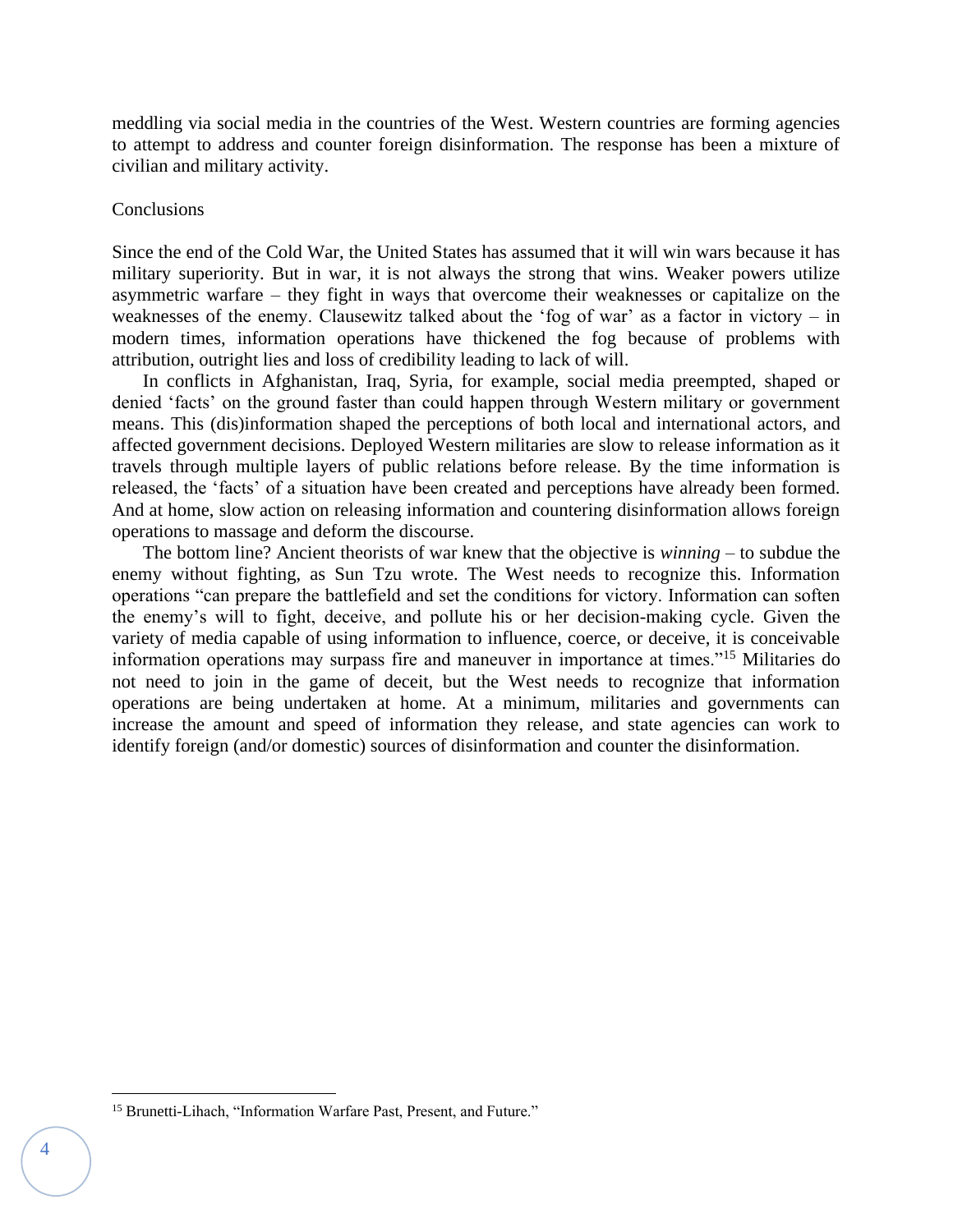meddling via social media in the countries of the West. Western countries are forming agencies to attempt to address and counter foreign disinformation. The response has been a mixture of civilian and military activity.

## Conclusions

Since the end of the Cold War, the United States has assumed that it will win wars because it has military superiority. But in war, it is not always the strong that wins. Weaker powers utilize asymmetric warfare – they fight in ways that overcome their weaknesses or capitalize on the weaknesses of the enemy. Clausewitz talked about the 'fog of war' as a factor in victory – in modern times, information operations have thickened the fog because of problems with attribution, outright lies and loss of credibility leading to lack of will.

In conflicts in Afghanistan, Iraq, Syria, for example, social media preempted, shaped or denied 'facts' on the ground faster than could happen through Western military or government means. This (dis)information shaped the perceptions of both local and international actors, and affected government decisions. Deployed Western militaries are slow to release information as it travels through multiple layers of public relations before release. By the time information is released, the 'facts' of a situation have been created and perceptions have already been formed. And at home, slow action on releasing information and countering disinformation allows foreign operations to massage and deform the discourse.

The bottom line? Ancient theorists of war knew that the objective is *winning* – to subdue the enemy without fighting, as Sun Tzu wrote. The West needs to recognize this. Information operations "can prepare the battlefield and set the conditions for victory. Information can soften the enemy's will to fight, deceive, and pollute his or her decision-making cycle. Given the variety of media capable of using information to influence, coerce, or deceive, it is conceivable information operations may surpass fire and maneuver in importance at times."[15] Militaries do not need to join in the game of deceit, but the West needs to recognize that information operations are being undertaken at home. At a minimum, militaries and governments can increase the amount and speed of information they release, and state agencies can work to identify foreign (and/or domestic) sources of disinformation and counter the disinformation.

---

[15] Brunetti-Lihach, "Information Warfare Past, Present, and Future."